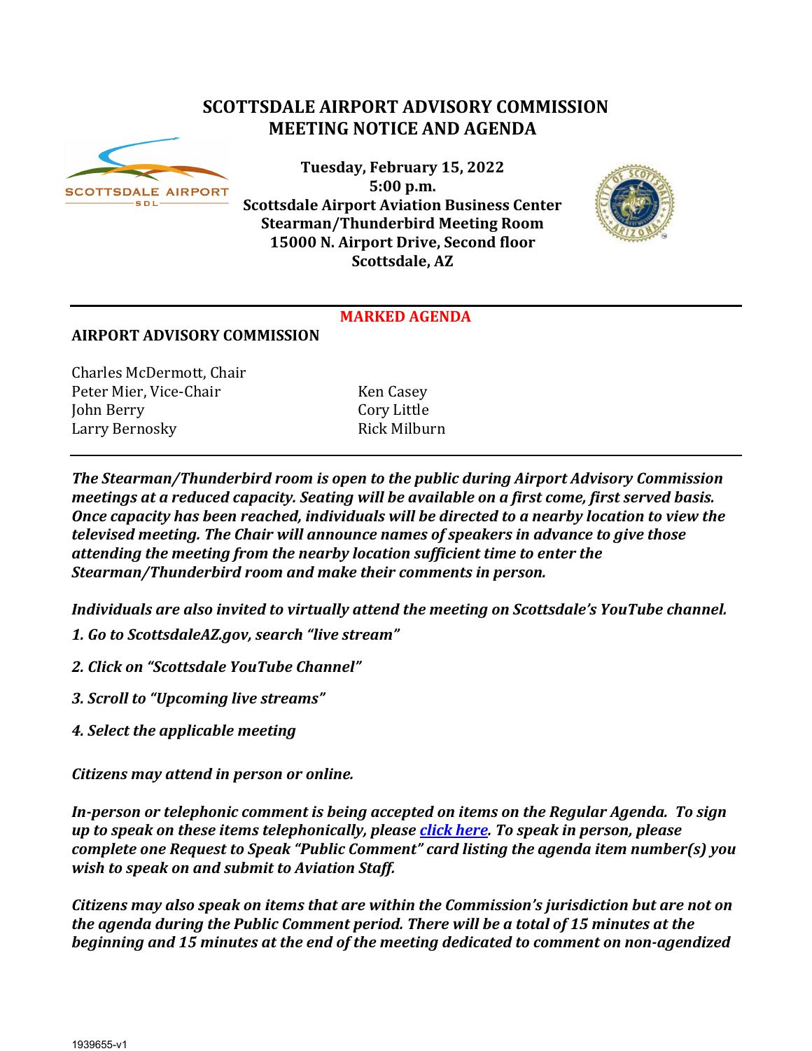# SCOTTSDALE AIRPORT ADVISORY COMMISSION
# MEETING NOTICE AND AGENDA

**Tuesday, February 15, 2022**
**5:00 p.m.**
**Scottsdale Airport Aviation Business Center**
**Stearman/Thunderbird Meeting Room**
**15000 N. Airport Drive, Second floor**
**Scottsdale, AZ**

**MARKED AGENDA**

**AIRPORT ADVISORY COMMISSION**

Charles McDermott, Chair
Peter Mier, Vice-Chair
John Berry
Larry Bernosky
Ken Casey
Cory Little
Rick Milburn

***The Stearman/Thunderbird room is open to the public during Airport Advisory Commission meetings at a reduced capacity. Seating will be available on a first come, first served basis. Once capacity has been reached, individuals will be directed to a nearby location to view the televised meeting. The Chair will announce names of speakers in advance to give those attending the meeting from the nearby location sufficient time to enter the Stearman/Thunderbird room and make their comments in person.***

***Individuals are also invited to virtually attend the meeting on Scottsdale's YouTube channel.***

***1. Go to ScottsdaleAZ.gov, search "live stream"***

***2. Click on "Scottsdale YouTube Channel"***

***3. Scroll to "Upcoming live streams"***

***4. Select the applicable meeting***

***Citizens may attend in person or online.***

***In-person or telephonic comment is being accepted on items on the Regular Agenda. To sign up to speak on these items telephonically, please click here. To speak in person, please complete one Request to Speak "Public Comment" card listing the agenda item number(s) you wish to speak on and submit to Aviation Staff.***

***Citizens may also speak on items that are within the Commission's jurisdiction but are not on the agenda during the Public Comment period. There will be a total of 15 minutes at the beginning and 15 minutes at the end of the meeting dedicated to comment on non-agendized***

1939655-v1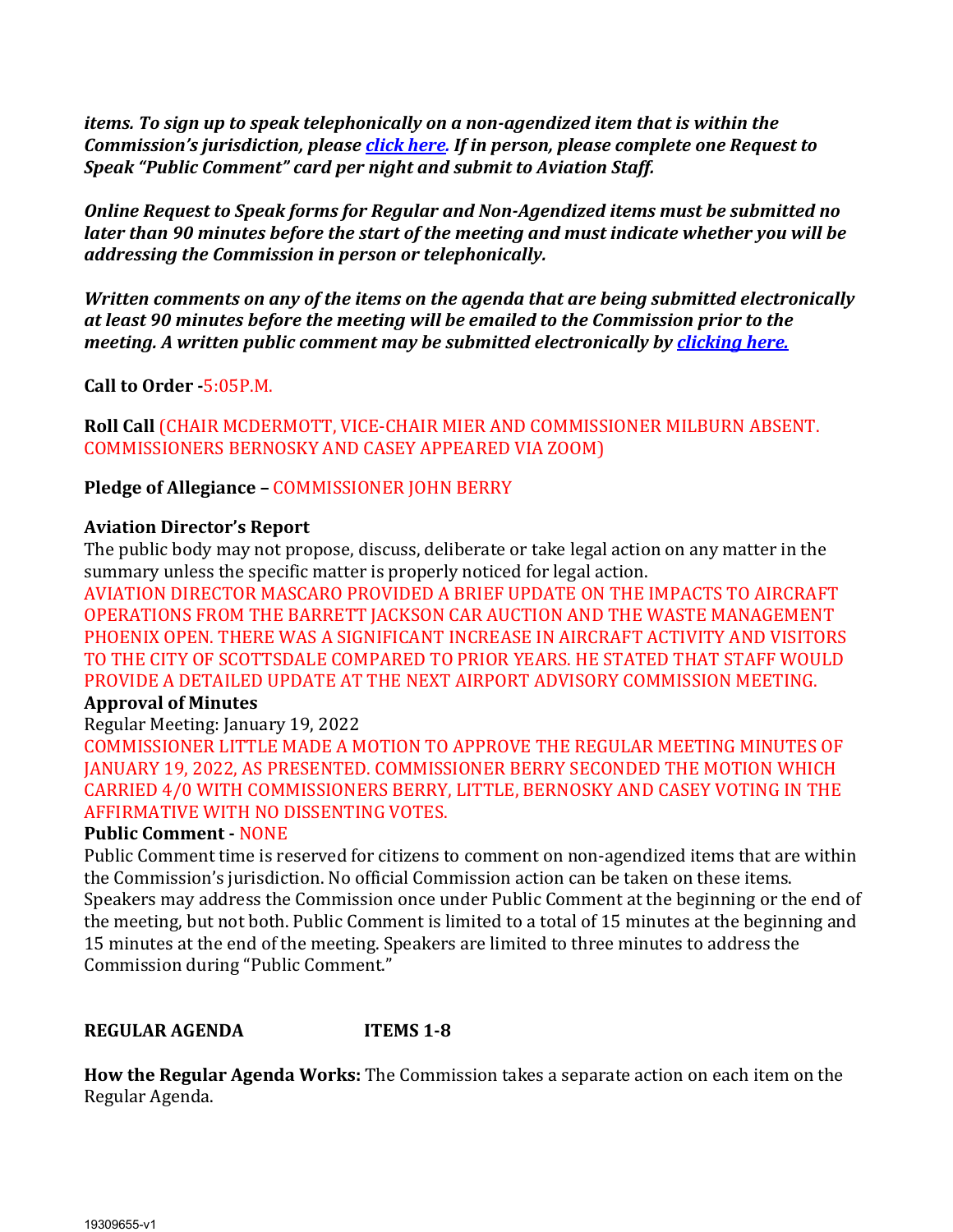***items. To sign up to speak telephonically on a non-agendized item that is within the Commission's jurisdiction, please [click here](). If in person, please complete one Request to Speak "Public Comment" card per night and submit to Aviation Staff.***

***Online Request to Speak forms for Regular and Non-Agendized items must be submitted no later than 90 minutes before the start of the meeting and must indicate whether you will be addressing the Commission in person or telephonically.***

***Written comments on any of the items on the agenda that are being submitted electronically at least 90 minutes before the meeting will be emailed to the Commission prior to the meeting. A written public comment may be submitted electronically by [clicking here.]()***

**Call to Order -**5:05P.M.

**Roll Call** (CHAIR MCDERMOTT, VICE-CHAIR MIER AND COMMISSIONER MILBURN ABSENT. COMMISSIONERS BERNOSKY AND CASEY APPEARED VIA ZOOM)

**Pledge of Allegiance –** COMMISSIONER JOHN BERRY

**Aviation Director's Report**

The public body may not propose, discuss, deliberate or take legal action on any matter in the summary unless the specific matter is properly noticed for legal action.

AVIATION DIRECTOR MASCARO PROVIDED A BRIEF UPDATE ON THE IMPACTS TO AIRCRAFT OPERATIONS FROM THE BARRETT JACKSON CAR AUCTION AND THE WASTE MANAGEMENT PHOENIX OPEN. THERE WAS A SIGNIFICANT INCREASE IN AIRCRAFT ACTIVITY AND VISITORS TO THE CITY OF SCOTTSDALE COMPARED TO PRIOR YEARS. HE STATED THAT STAFF WOULD PROVIDE A DETAILED UPDATE AT THE NEXT AIRPORT ADVISORY COMMISSION MEETING.

**Approval of Minutes**

Regular Meeting: January 19, 2022

COMMISSIONER LITTLE MADE A MOTION TO APPROVE THE REGULAR MEETING MINUTES OF JANUARY 19, 2022, AS PRESENTED. COMMISSIONER BERRY SECONDED THE MOTION WHICH CARRIED 4/0 WITH COMMISSIONERS BERRY, LITTLE, BERNOSKY AND CASEY VOTING IN THE AFFIRMATIVE WITH NO DISSENTING VOTES.

**Public Comment -** NONE

Public Comment time is reserved for citizens to comment on non-agendized items that are within the Commission's jurisdiction. No official Commission action can be taken on these items. Speakers may address the Commission once under Public Comment at the beginning or the end of the meeting, but not both. Public Comment is limited to a total of 15 minutes at the beginning and 15 minutes at the end of the meeting. Speakers are limited to three minutes to address the Commission during "Public Comment."

**REGULAR AGENDA ITEMS 1-8**

**How the Regular Agenda Works:** The Commission takes a separate action on each item on the Regular Agenda.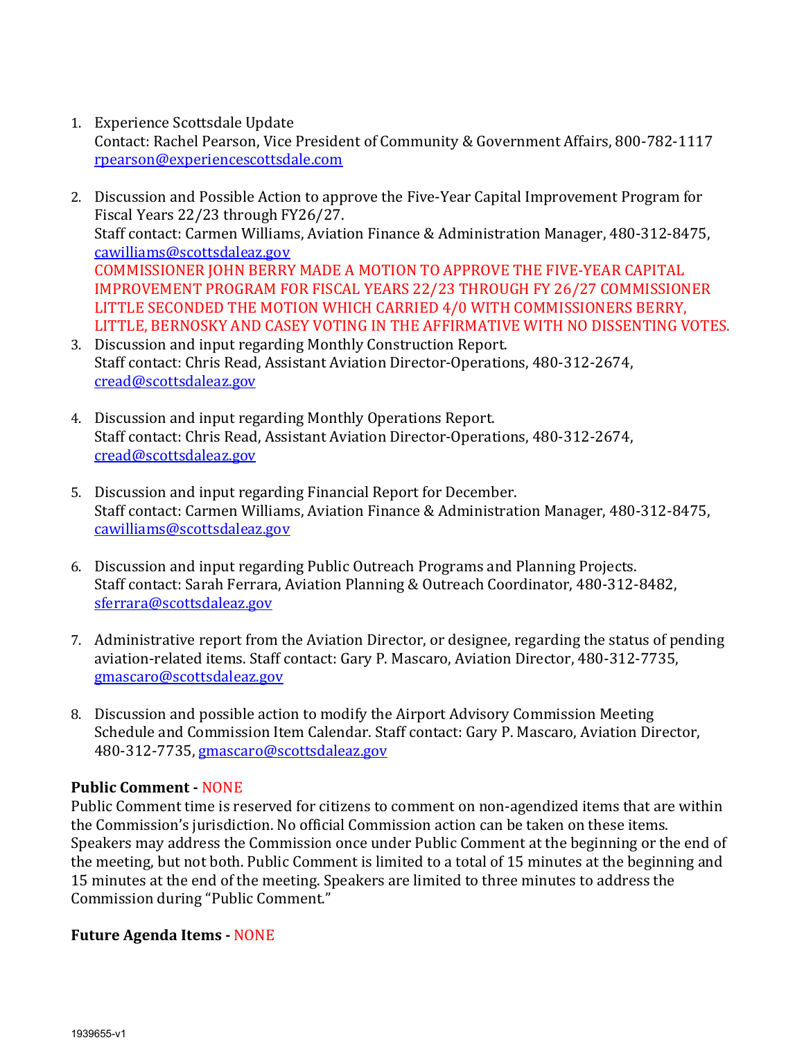1. Experience Scottsdale Update
   Contact: Rachel Pearson, Vice President of Community & Government Affairs, 800-782-1117
   rpearson@experiencescottsdale.com

2. Discussion and Possible Action to approve the Five-Year Capital Improvement Program for Fiscal Years 22/23 through FY26/27.
   Staff contact: Carmen Williams, Aviation Finance & Administration Manager, 480-312-8475, cawilliams@scottsdaleaz.gov
   COMMISSIONER JOHN BERRY MADE A MOTION TO APPROVE THE FIVE-YEAR CAPITAL IMPROVEMENT PROGRAM FOR FISCAL YEARS 22/23 THROUGH FY 26/27 COMMISSIONER LITTLE SECONDED THE MOTION WHICH CARRIED 4/0 WITH COMMISSIONERS BERRY, LITTLE, BERNOSKY AND CASEY VOTING IN THE AFFIRMATIVE WITH NO DISSENTING VOTES.

3. Discussion and input regarding Monthly Construction Report.
   Staff contact: Chris Read, Assistant Aviation Director-Operations, 480-312-2674, cread@scottsdaleaz.gov

4. Discussion and input regarding Monthly Operations Report.
   Staff contact: Chris Read, Assistant Aviation Director-Operations, 480-312-2674, cread@scottsdaleaz.gov

5. Discussion and input regarding Financial Report for December.
   Staff contact: Carmen Williams, Aviation Finance & Administration Manager, 480-312-8475, cawilliams@scottsdaleaz.gov

6. Discussion and input regarding Public Outreach Programs and Planning Projects.
   Staff contact: Sarah Ferrara, Aviation Planning & Outreach Coordinator, 480-312-8482, sferrara@scottsdaleaz.gov

7. Administrative report from the Aviation Director, or designee, regarding the status of pending aviation-related items. Staff contact: Gary P. Mascaro, Aviation Director, 480-312-7735, gmascaro@scottsdaleaz.gov

8. Discussion and possible action to modify the Airport Advisory Commission Meeting Schedule and Commission Item Calendar. Staff contact: Gary P. Mascaro, Aviation Director, 480-312-7735, gmascaro@scottsdaleaz.gov

**Public Comment -** NONE

Public Comment time is reserved for citizens to comment on non-agendized items that are within the Commission's jurisdiction. No official Commission action can be taken on these items. Speakers may address the Commission once under Public Comment at the beginning or the end of the meeting, but not both. Public Comment is limited to a total of 15 minutes at the beginning and 15 minutes at the end of the meeting. Speakers are limited to three minutes to address the Commission during "Public Comment."

**Future Agenda Items -** NONE

1939655-v1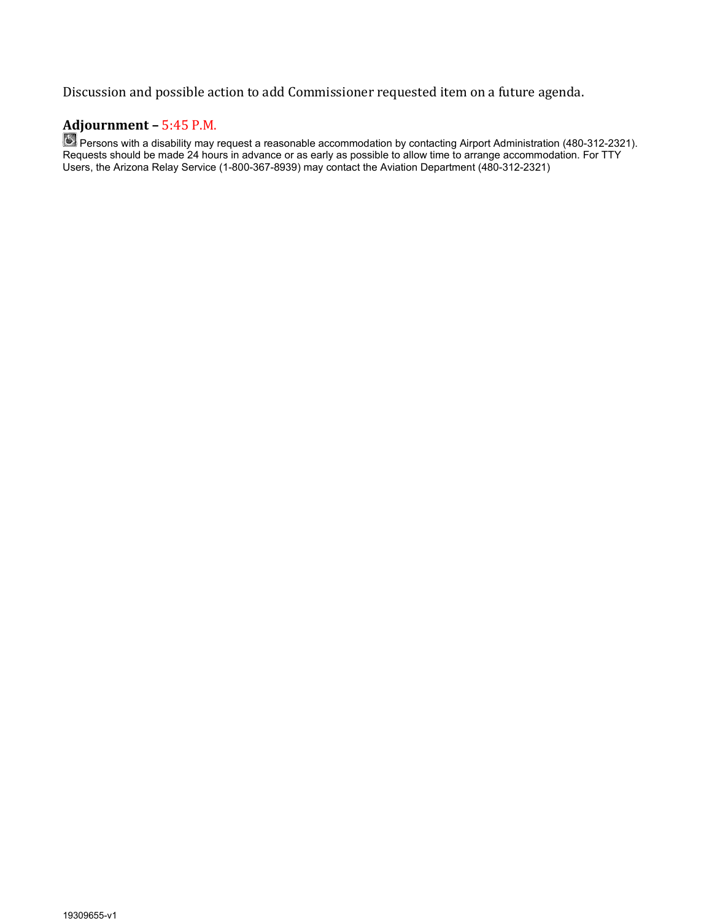Discussion and possible action to add Commissioner requested item on a future agenda.

**Adjournment –** 5:45 P.M.

Persons with a disability may request a reasonable accommodation by contacting Airport Administration (480-312-2321). Requests should be made 24 hours in advance or as early as possible to allow time to arrange accommodation. For TTY Users, the Arizona Relay Service (1-800-367-8939) may contact the Aviation Department (480-312-2321)

19309655-v1